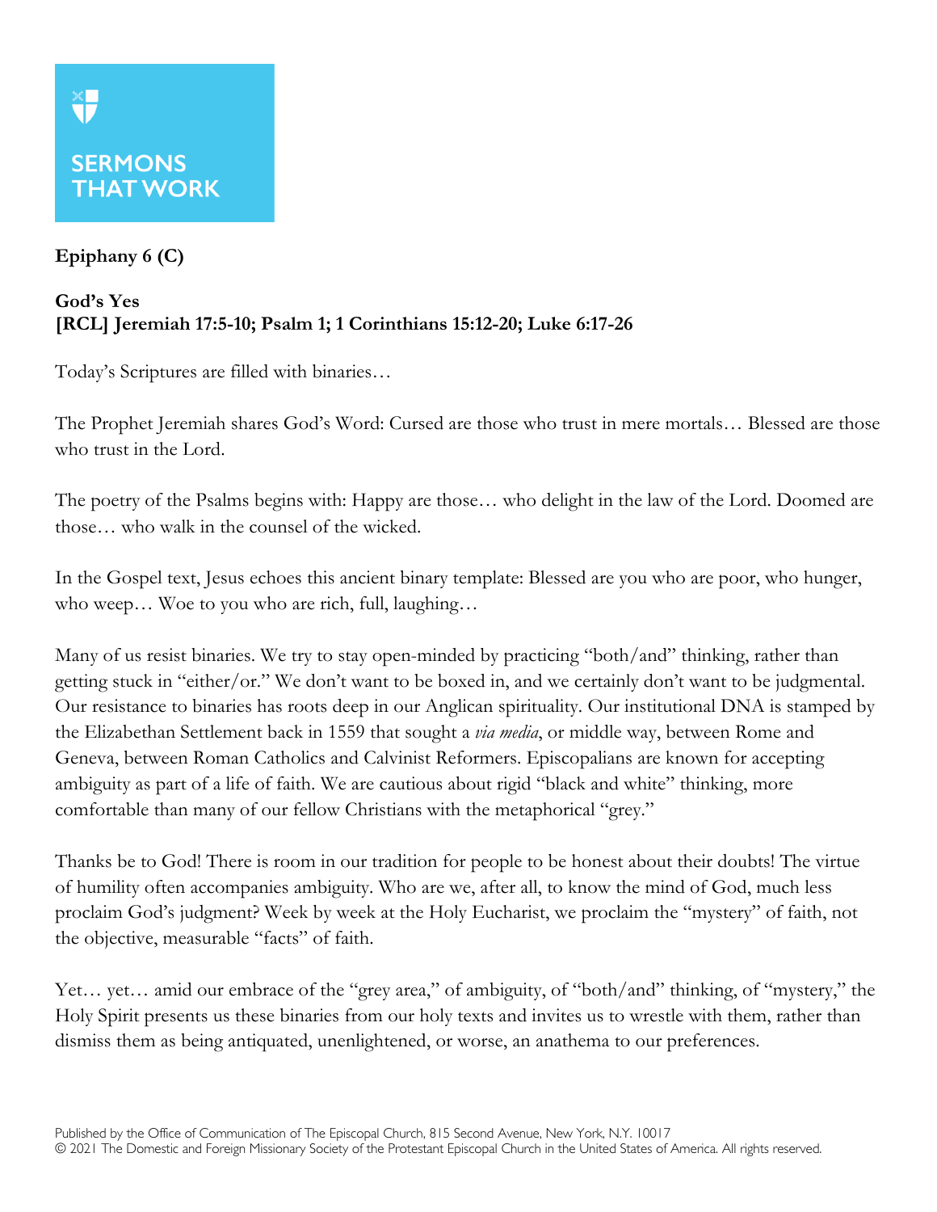SERMONS THAT WORK

**Epiphany 6 (C)**

**God's Yes**
**[RCL] Jeremiah 17:5-10; Psalm 1; 1 Corinthians 15:12-20; Luke 6:17-26**

Today's Scriptures are filled with binaries…

The Prophet Jeremiah shares God's Word: Cursed are those who trust in mere mortals… Blessed are those who trust in the Lord.

The poetry of the Psalms begins with: Happy are those… who delight in the law of the Lord. Doomed are those… who walk in the counsel of the wicked.

In the Gospel text, Jesus echoes this ancient binary template: Blessed are you who are poor, who hunger, who weep… Woe to you who are rich, full, laughing…

Many of us resist binaries. We try to stay open-minded by practicing "both/and" thinking, rather than getting stuck in "either/or." We don't want to be boxed in, and we certainly don't want to be judgmental. Our resistance to binaries has roots deep in our Anglican spirituality. Our institutional DNA is stamped by the Elizabethan Settlement back in 1559 that sought a *via media*, or middle way, between Rome and Geneva, between Roman Catholics and Calvinist Reformers. Episcopalians are known for accepting ambiguity as part of a life of faith. We are cautious about rigid "black and white" thinking, more comfortable than many of our fellow Christians with the metaphorical "grey."

Thanks be to God! There is room in our tradition for people to be honest about their doubts! The virtue of humility often accompanies ambiguity. Who are we, after all, to know the mind of God, much less proclaim God's judgment? Week by week at the Holy Eucharist, we proclaim the "mystery" of faith, not the objective, measurable "facts" of faith.

Yet… yet… amid our embrace of the "grey area," of ambiguity, of "both/and" thinking, of "mystery," the Holy Spirit presents us these binaries from our holy texts and invites us to wrestle with them, rather than dismiss them as being antiquated, unenlightened, or worse, an anathema to our preferences.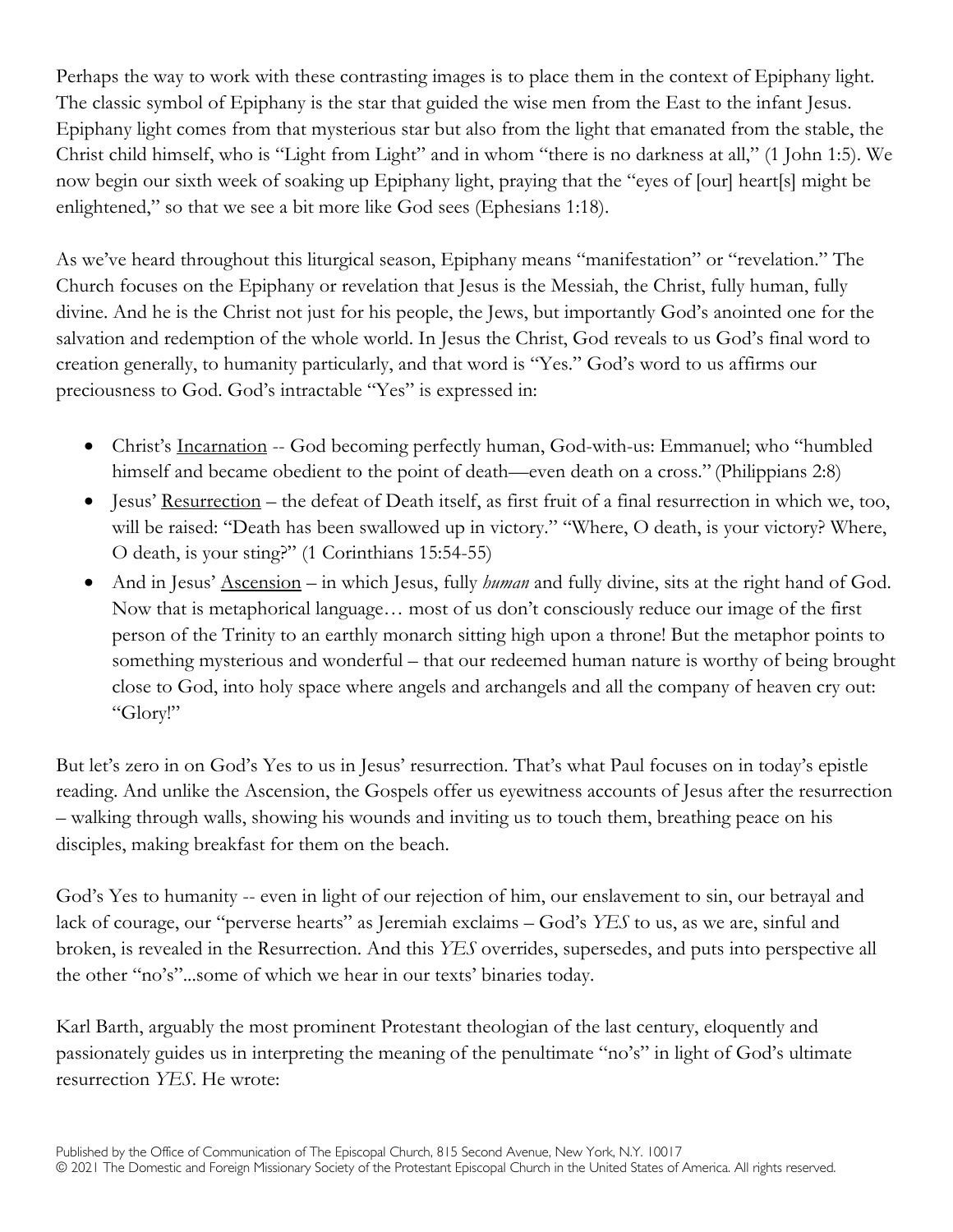Perhaps the way to work with these contrasting images is to place them in the context of Epiphany light. The classic symbol of Epiphany is the star that guided the wise men from the East to the infant Jesus. Epiphany light comes from that mysterious star but also from the light that emanated from the stable, the Christ child himself, who is "Light from Light" and in whom "there is no darkness at all," (1 John 1:5). We now begin our sixth week of soaking up Epiphany light, praying that the "eyes of [our] heart[s] might be enlightened," so that we see a bit more like God sees (Ephesians 1:18).

As we've heard throughout this liturgical season, Epiphany means "manifestation" or "revelation." The Church focuses on the Epiphany or revelation that Jesus is the Messiah, the Christ, fully human, fully divine. And he is the Christ not just for his people, the Jews, but importantly God's anointed one for the salvation and redemption of the whole world. In Jesus the Christ, God reveals to us God's final word to creation generally, to humanity particularly, and that word is "Yes." God's word to us affirms our preciousness to God. God's intractable "Yes" is expressed in:

- Christ's <u>Incarnation</u> -- God becoming perfectly human, God-with-us: Emmanuel; who "humbled himself and became obedient to the point of death—even death on a cross." (Philippians 2:8)
- Jesus' <u>Resurrection</u> – the defeat of Death itself, as first fruit of a final resurrection in which we, too, will be raised: "Death has been swallowed up in victory." "Where, O death, is your victory? Where, O death, is your sting?" (1 Corinthians 15:54-55)
- And in Jesus' <u>Ascension</u> – in which Jesus, fully *human* and fully divine, sits at the right hand of God. Now that is metaphorical language… most of us don't consciously reduce our image of the first person of the Trinity to an earthly monarch sitting high upon a throne! But the metaphor points to something mysterious and wonderful – that our redeemed human nature is worthy of being brought close to God, into holy space where angels and archangels and all the company of heaven cry out: "Glory!"

But let's zero in on God's Yes to us in Jesus' resurrection. That's what Paul focuses on in today's epistle reading. And unlike the Ascension, the Gospels offer us eyewitness accounts of Jesus after the resurrection – walking through walls, showing his wounds and inviting us to touch them, breathing peace on his disciples, making breakfast for them on the beach.

God's Yes to humanity -- even in light of our rejection of him, our enslavement to sin, our betrayal and lack of courage, our "perverse hearts" as Jeremiah exclaims – God's *YES* to us, as we are, sinful and broken, is revealed in the Resurrection. And this *YES* overrides, supersedes, and puts into perspective all the other "no's"...some of which we hear in our texts' binaries today.

Karl Barth, arguably the most prominent Protestant theologian of the last century, eloquently and passionately guides us in interpreting the meaning of the penultimate "no's" in light of God's ultimate resurrection *YES*. He wrote:

Published by the Office of Communication of The Episcopal Church, 815 Second Avenue, New York, N.Y. 10017
© 2021 The Domestic and Foreign Missionary Society of the Protestant Episcopal Church in the United States of America. All rights reserved.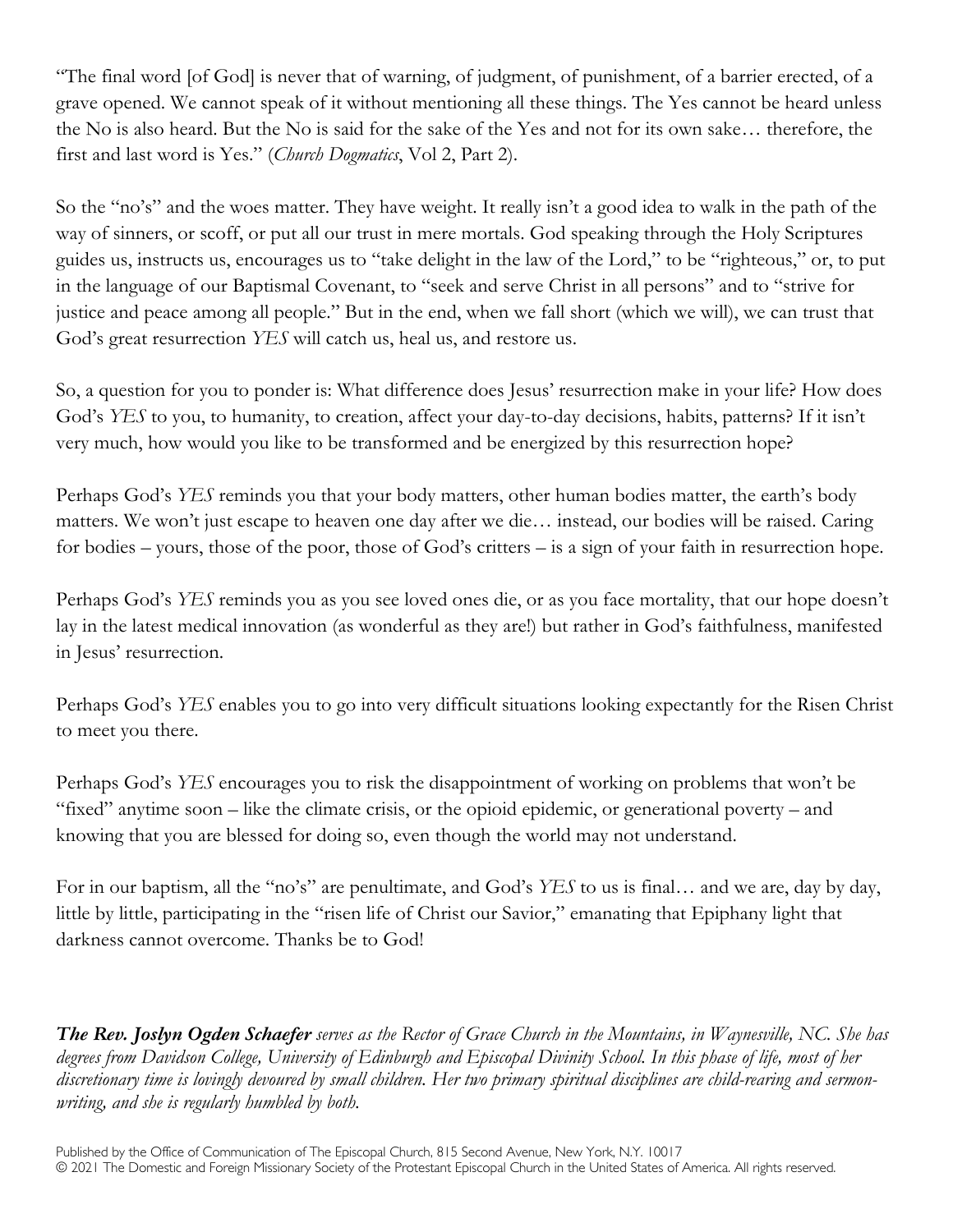"The final word [of God] is never that of warning, of judgment, of punishment, of a barrier erected, of a grave opened. We cannot speak of it without mentioning all these things. The Yes cannot be heard unless the No is also heard. But the No is said for the sake of the Yes and not for its own sake… therefore, the first and last word is Yes." (*Church Dogmatics*, Vol 2, Part 2).

So the "no's" and the woes matter. They have weight. It really isn't a good idea to walk in the path of the way of sinners, or scoff, or put all our trust in mere mortals. God speaking through the Holy Scriptures guides us, instructs us, encourages us to "take delight in the law of the Lord," to be "righteous," or, to put in the language of our Baptismal Covenant, to "seek and serve Christ in all persons" and to "strive for justice and peace among all people." But in the end, when we fall short (which we will), we can trust that God's great resurrection *YES* will catch us, heal us, and restore us.

So, a question for you to ponder is: What difference does Jesus' resurrection make in your life? How does God's *YES* to you, to humanity, to creation, affect your day-to-day decisions, habits, patterns? If it isn't very much, how would you like to be transformed and be energized by this resurrection hope?

Perhaps God's *YES* reminds you that your body matters, other human bodies matter, the earth's body matters. We won't just escape to heaven one day after we die… instead, our bodies will be raised. Caring for bodies – yours, those of the poor, those of God's critters – is a sign of your faith in resurrection hope.

Perhaps God's *YES* reminds you as you see loved ones die, or as you face mortality, that our hope doesn't lay in the latest medical innovation (as wonderful as they are!) but rather in God's faithfulness, manifested in Jesus' resurrection.

Perhaps God's *YES* enables you to go into very difficult situations looking expectantly for the Risen Christ to meet you there.

Perhaps God's *YES* encourages you to risk the disappointment of working on problems that won't be "fixed" anytime soon – like the climate crisis, or the opioid epidemic, or generational poverty – and knowing that you are blessed for doing so, even though the world may not understand.

For in our baptism, all the "no's" are penultimate, and God's *YES* to us is final… and we are, day by day, little by little, participating in the "risen life of Christ our Savior," emanating that Epiphany light that darkness cannot overcome. Thanks be to God!

***The Rev. Joslyn Ogden Schaefer*** *serves as the Rector of Grace Church in the Mountains, in Waynesville, NC. She has degrees from Davidson College, University of Edinburgh and Episcopal Divinity School. In this phase of life, most of her discretionary time is lovingly devoured by small children. Her two primary spiritual disciplines are child-rearing and sermon-writing, and she is regularly humbled by both.*

Published by the Office of Communication of The Episcopal Church, 815 Second Avenue, New York, N.Y. 10017
© 2021 The Domestic and Foreign Missionary Society of the Protestant Episcopal Church in the United States of America. All rights reserved.